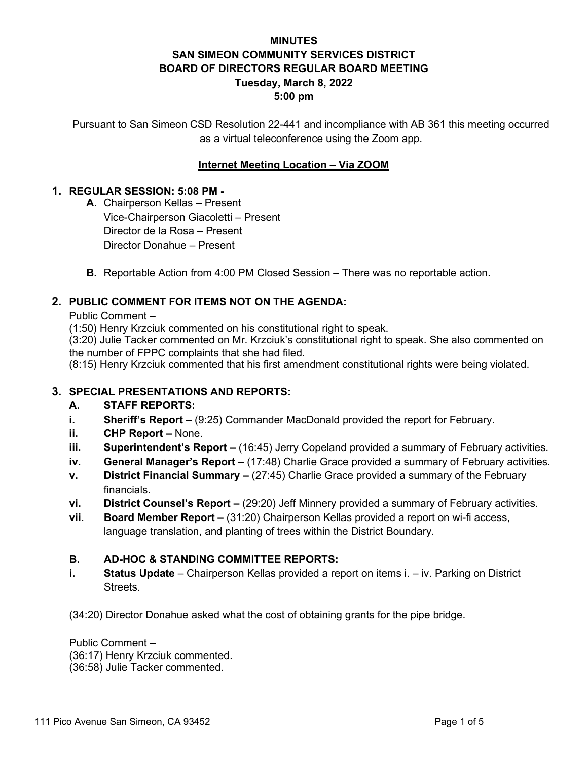**MINUTES**
**SAN SIMEON COMMUNITY SERVICES DISTRICT**
**BOARD OF DIRECTORS REGULAR BOARD MEETING**
**Tuesday, March 8, 2022**
**5:00 pm**

Pursuant to San Simeon CSD Resolution 22-441 and incompliance with AB 361 this meeting occurred as a virtual teleconference using the Zoom app.

**Internet Meeting Location – Via ZOOM**

1. **REGULAR SESSION: 5:08 PM -**
   - **A.** Chairperson Kellas – Present
     Vice-Chairperson Giacoletti – Present
     Director de la Rosa – Present
     Director Donahue – Present
   - **B.** Reportable Action from 4:00 PM Closed Session – There was no reportable action.

2. **PUBLIC COMMENT FOR ITEMS NOT ON THE AGENDA:**

   Public Comment –
   (1:50) Henry Krzciuk commented on his constitutional right to speak.
   (3:20) Julie Tacker commented on Mr. Krzciuk's constitutional right to speak. She also commented on the number of FPPC complaints that she had filed.
   (8:15) Henry Krzciuk commented that his first amendment constitutional rights were being violated.

3. **SPECIAL PRESENTATIONS AND REPORTS:**

   **A. STAFF REPORTS:**

   - **i. Sheriff's Report –** (9:25) Commander MacDonald provided the report for February.
   - **ii. CHP Report –** None.
   - **iii. Superintendent's Report –** (16:45) Jerry Copeland provided a summary of February activities.
   - **iv. General Manager's Report –** (17:48) Charlie Grace provided a summary of February activities.
   - **v. District Financial Summary –** (27:45) Charlie Grace provided a summary of the February financials.
   - **vi. District Counsel's Report –** (29:20) Jeff Minnery provided a summary of February activities.
   - **vii. Board Member Report –** (31:20) Chairperson Kellas provided a report on wi-fi access, language translation, and planting of trees within the District Boundary.

   **B. AD-HOC & STANDING COMMITTEE REPORTS:**

   - **i. Status Update** – Chairperson Kellas provided a report on items i. – iv. Parking on District Streets.

   (34:20) Director Donahue asked what the cost of obtaining grants for the pipe bridge.

   Public Comment –
   (36:17) Henry Krzciuk commented.
   (36:58) Julie Tacker commented.

111 Pico Avenue San Simeon, CA 93452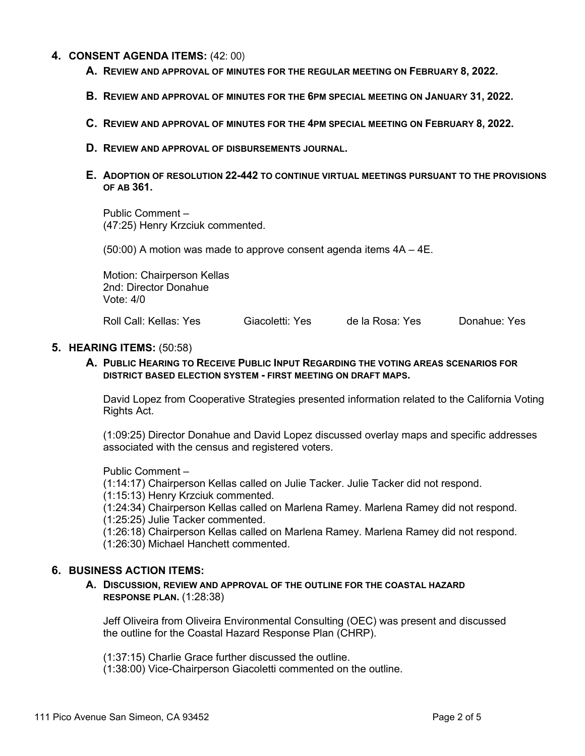## 4. CONSENT AGENDA ITEMS: (42: 00)

### A. REVIEW AND APPROVAL OF MINUTES FOR THE REGULAR MEETING ON FEBRUARY 8, 2022.

### B. REVIEW AND APPROVAL OF MINUTES FOR THE 6PM SPECIAL MEETING ON JANUARY 31, 2022.

### C. REVIEW AND APPROVAL OF MINUTES FOR THE 4PM SPECIAL MEETING ON FEBRUARY 8, 2022.

### D. REVIEW AND APPROVAL OF DISBURSEMENTS JOURNAL.

### E. ADOPTION OF RESOLUTION 22-442 TO CONTINUE VIRTUAL MEETINGS PURSUANT TO THE PROVISIONS OF AB 361.

Public Comment –
(47:25) Henry Krzciuk commented.

(50:00) A motion was made to approve consent agenda items 4A – 4E.

Motion: Chairperson Kellas
2nd: Director Donahue
Vote: 4/0

Roll Call: Kellas: Yes Giacoletti: Yes de la Rosa: Yes Donahue: Yes

## 5. HEARING ITEMS: (50:58)

### A. PUBLIC HEARING TO RECEIVE PUBLIC INPUT REGARDING THE VOTING AREAS SCENARIOS FOR DISTRICT BASED ELECTION SYSTEM - FIRST MEETING ON DRAFT MAPS.

David Lopez from Cooperative Strategies presented information related to the California Voting Rights Act.

(1:09:25) Director Donahue and David Lopez discussed overlay maps and specific addresses associated with the census and registered voters.

Public Comment –
(1:14:17) Chairperson Kellas called on Julie Tacker. Julie Tacker did not respond.
(1:15:13) Henry Krzciuk commented.
(1:24:34) Chairperson Kellas called on Marlena Ramey. Marlena Ramey did not respond.
(1:25:25) Julie Tacker commented.
(1:26:18) Chairperson Kellas called on Marlena Ramey. Marlena Ramey did not respond.
(1:26:30) Michael Hanchett commented.

## 6. BUSINESS ACTION ITEMS:

### A. DISCUSSION, REVIEW AND APPROVAL OF THE OUTLINE FOR THE COASTAL HAZARD RESPONSE PLAN. (1:28:38)

Jeff Oliveira from Oliveira Environmental Consulting (OEC) was present and discussed the outline for the Coastal Hazard Response Plan (CHRP).

(1:37:15) Charlie Grace further discussed the outline.
(1:38:00) Vice-Chairperson Giacoletti commented on the outline.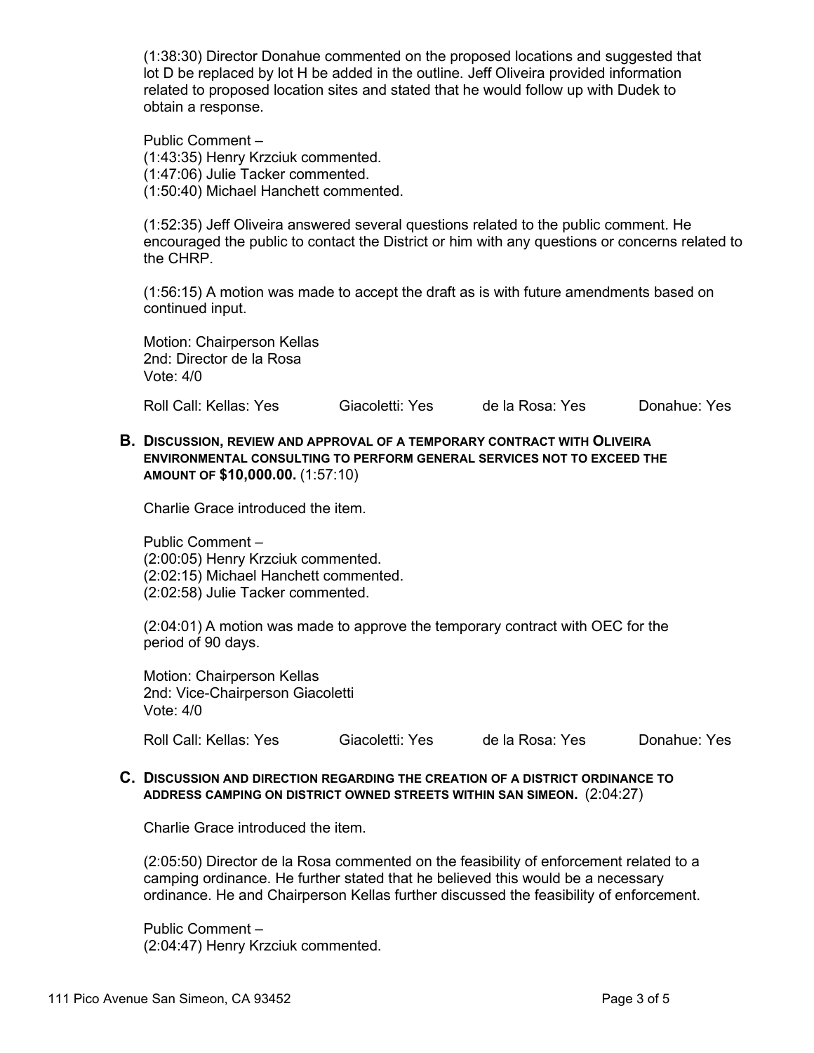(1:38:30) Director Donahue commented on the proposed locations and suggested that lot D be replaced by lot H be added in the outline. Jeff Oliveira provided information related to proposed location sites and stated that he would follow up with Dudek to obtain a response.

Public Comment –
(1:43:35) Henry Krzciuk commented.
(1:47:06) Julie Tacker commented.
(1:50:40) Michael Hanchett commented.

(1:52:35) Jeff Oliveira answered several questions related to the public comment. He encouraged the public to contact the District or him with any questions or concerns related to the CHRP.

(1:56:15) A motion was made to accept the draft as is with future amendments based on continued input.

Motion: Chairperson Kellas
2nd: Director de la Rosa
Vote: 4/0

Roll Call: Kellas: Yes Giacoletti: Yes de la Rosa: Yes Donahue: Yes

**B. DISCUSSION, REVIEW AND APPROVAL OF A TEMPORARY CONTRACT WITH OLIVEIRA ENVIRONMENTAL CONSULTING TO PERFORM GENERAL SERVICES NOT TO EXCEED THE AMOUNT OF $10,000.00.** (1:57:10)

Charlie Grace introduced the item.

Public Comment –
(2:00:05) Henry Krzciuk commented.
(2:02:15) Michael Hanchett commented.
(2:02:58) Julie Tacker commented.

(2:04:01) A motion was made to approve the temporary contract with OEC for the period of 90 days.

Motion: Chairperson Kellas
2nd: Vice-Chairperson Giacoletti
Vote: 4/0

Roll Call: Kellas: Yes Giacoletti: Yes de la Rosa: Yes Donahue: Yes

**C. DISCUSSION AND DIRECTION REGARDING THE CREATION OF A DISTRICT ORDINANCE TO ADDRESS CAMPING ON DISTRICT OWNED STREETS WITHIN SAN SIMEON.** (2:04:27)

Charlie Grace introduced the item.

(2:05:50) Director de la Rosa commented on the feasibility of enforcement related to a camping ordinance. He further stated that he believed this would be a necessary ordinance. He and Chairperson Kellas further discussed the feasibility of enforcement.

Public Comment –
(2:04:47) Henry Krzciuk commented.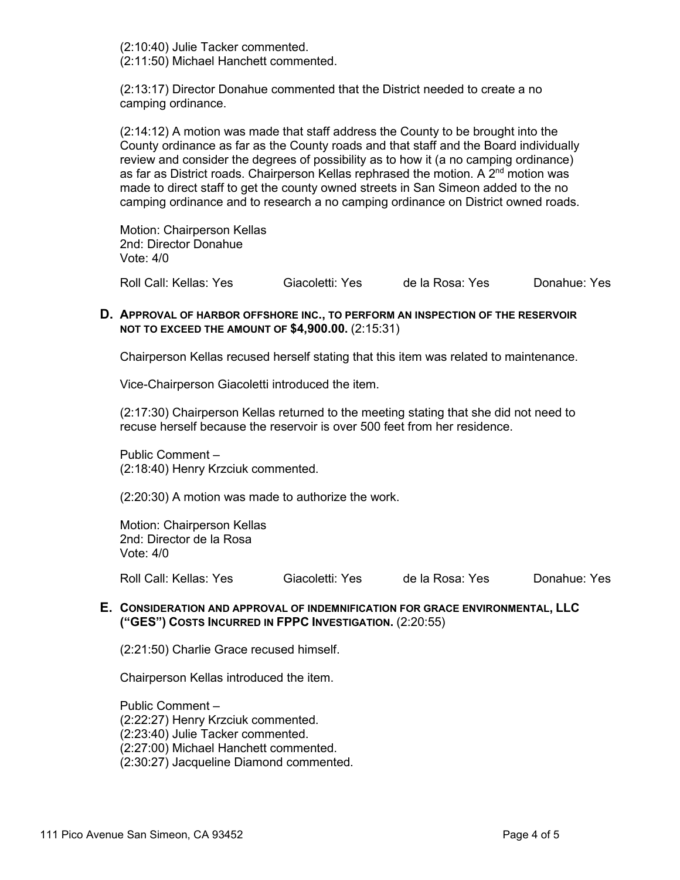(2:10:40) Julie Tacker commented.
(2:11:50) Michael Hanchett commented.

(2:13:17) Director Donahue commented that the District needed to create a no camping ordinance.

(2:14:12) A motion was made that staff address the County to be brought into the County ordinance as far as the County roads and that staff and the Board individually review and consider the degrees of possibility as to how it (a no camping ordinance) as far as District roads. Chairperson Kellas rephrased the motion. A 2nd motion was made to direct staff to get the county owned streets in San Simeon added to the no camping ordinance and to research a no camping ordinance on District owned roads.

Motion: Chairperson Kellas
2nd: Director Donahue
Vote: 4/0

Roll Call: Kellas: Yes Giacoletti: Yes de la Rosa: Yes Donahue: Yes

**D. APPROVAL OF HARBOR OFFSHORE INC., TO PERFORM AN INSPECTION OF THE RESERVOIR NOT TO EXCEED THE AMOUNT OF $4,900.00.** (2:15:31)

Chairperson Kellas recused herself stating that this item was related to maintenance.

Vice-Chairperson Giacoletti introduced the item.

(2:17:30) Chairperson Kellas returned to the meeting stating that she did not need to recuse herself because the reservoir is over 500 feet from her residence.

Public Comment –
(2:18:40) Henry Krzciuk commented.

(2:20:30) A motion was made to authorize the work.

Motion: Chairperson Kellas
2nd: Director de la Rosa
Vote: 4/0

Roll Call: Kellas: Yes Giacoletti: Yes de la Rosa: Yes Donahue: Yes

**E. CONSIDERATION AND APPROVAL OF INDEMNIFICATION FOR GRACE ENVIRONMENTAL, LLC ("GES") COSTS INCURRED IN FPPC INVESTIGATION.** (2:20:55)

(2:21:50) Charlie Grace recused himself.

Chairperson Kellas introduced the item.

Public Comment –
(2:22:27) Henry Krzciuk commented.
(2:23:40) Julie Tacker commented.
(2:27:00) Michael Hanchett commented.
(2:30:27) Jacqueline Diamond commented.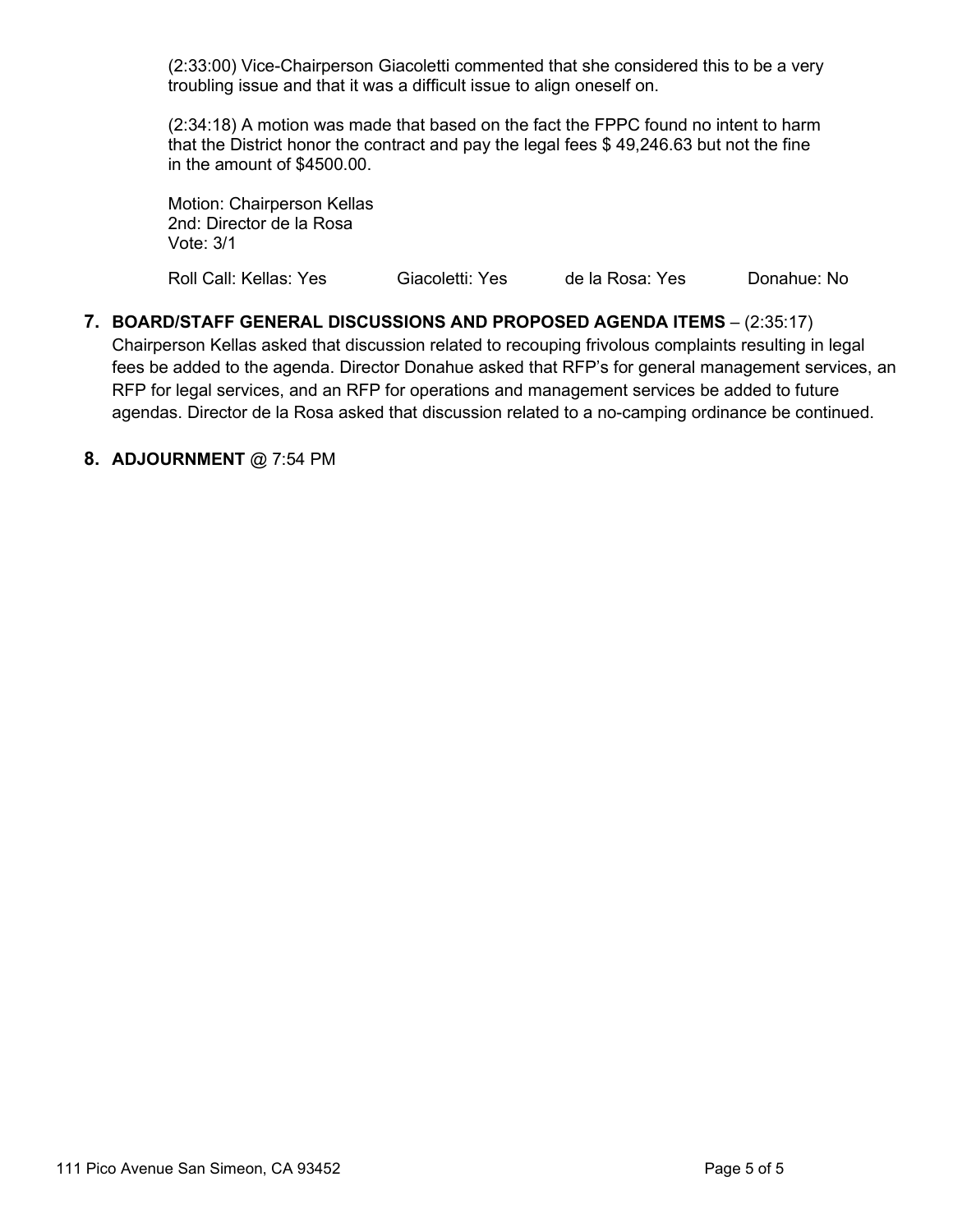(2:33:00) Vice-Chairperson Giacoletti commented that she considered this to be a very troubling issue and that it was a difficult issue to align oneself on.

(2:34:18) A motion was made that based on the fact the FPPC found no intent to harm that the District honor the contract and pay the legal fees $ 49,246.63 but not the fine in the amount of $4500.00.

Motion: Chairperson Kellas
2nd: Director de la Rosa
Vote: 3/1

Roll Call: Kellas: Yes    Giacoletti: Yes    de la Rosa: Yes    Donahue: No

**7. BOARD/STAFF GENERAL DISCUSSIONS AND PROPOSED AGENDA ITEMS** – (2:35:17) Chairperson Kellas asked that discussion related to recouping frivolous complaints resulting in legal fees be added to the agenda. Director Donahue asked that RFP's for general management services, an RFP for legal services, and an RFP for operations and management services be added to future agendas. Director de la Rosa asked that discussion related to a no-camping ordinance be continued.

**8. ADJOURNMENT** @ 7:54 PM

111 Pico Avenue San Simeon, CA 93452